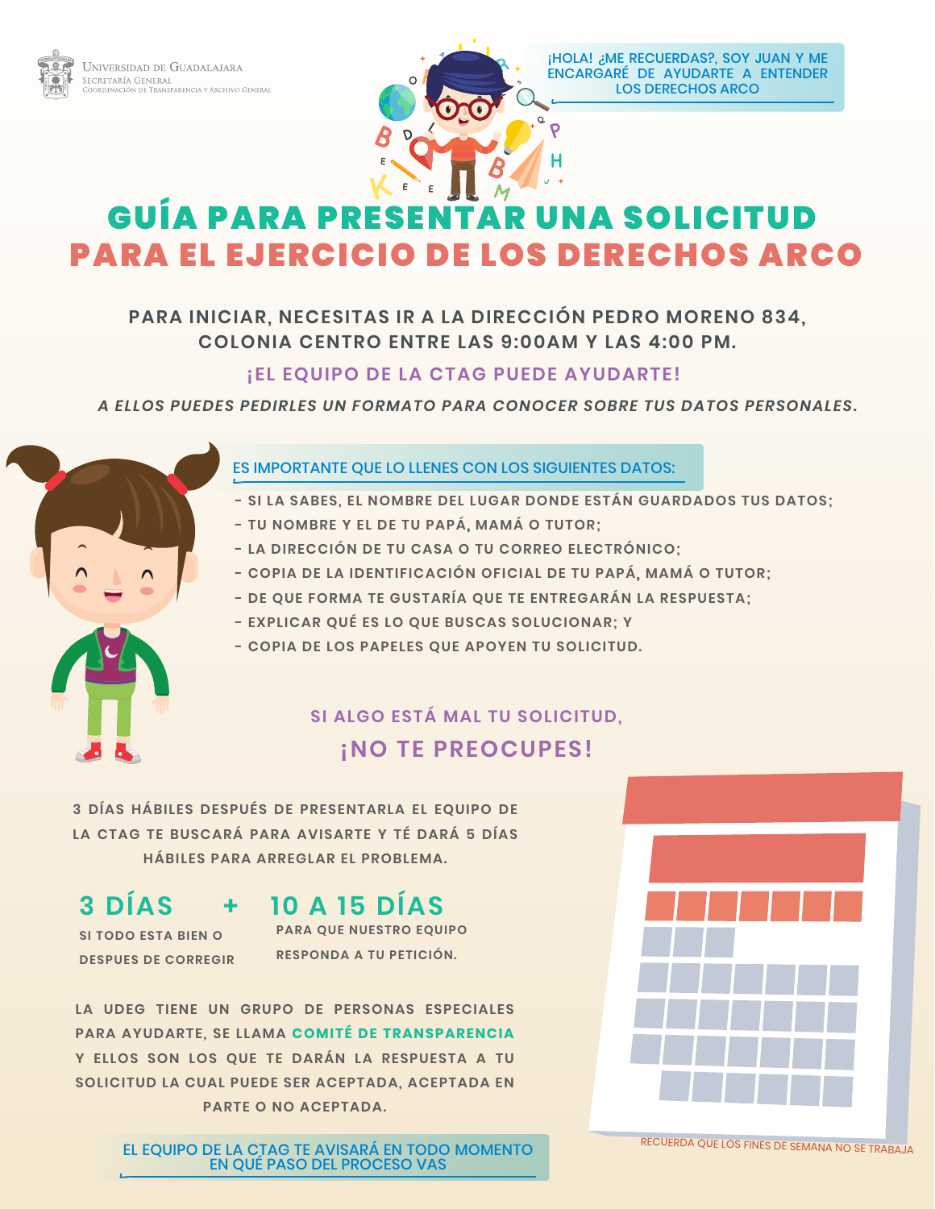Universidad de Guadalajara
Secretaría General
Coordinación de Transparencia y Archivo General

¡HOLA! ¿ME RECUERDAS?, SOY JUAN Y ME ENCARGARÉ DE AYUDARTE A ENTENDER LOS DERECHOS ARCO

# GUÍA PARA PRESENTAR UNA SOLICITUD PARA EL EJERCICIO DE LOS DERECHOS ARCO

**PARA INICIAR, NECESITAS IR A LA DIRECCIÓN PEDRO MORENO 834, COLONIA CENTRO ENTRE LAS 9:00AM Y LAS 4:00 PM.**

**¡EL EQUIPO DE LA CTAG PUEDE AYUDARTE!**

***A ELLOS PUEDES PEDIRLES UN FORMATO PARA CONOCER SOBRE TUS DATOS PERSONALES.***

ES IMPORTANTE QUE LO LLENES CON LOS SIGUIENTES DATOS:

- SI LA SABES, EL NOMBRE DEL LUGAR DONDE ESTÁN GUARDADOS TUS DATOS;
- TU NOMBRE Y EL DE TU PAPÁ, MAMÁ O TUTOR;
- LA DIRECCIÓN DE TU CASA O TU CORREO ELECTRÓNICO;
- COPIA DE LA IDENTIFICACIÓN OFICIAL DE TU PAPÁ, MAMÁ O TUTOR;
- DE QUE FORMA TE GUSTARÍA QUE TE ENTREGARÁN LA RESPUESTA;
- EXPLICAR QUÉ ES LO QUE BUSCAS SOLUCIONAR; Y
- COPIA DE LOS PAPELES QUE APOYEN TU SOLICITUD.

**SI ALGO ESTÁ MAL TU SOLICITUD,**

**¡NO TE PREOCUPES!**

3 DÍAS HÁBILES DESPUÉS DE PRESENTARLA EL EQUIPO DE LA CTAG TE BUSCARÁ PARA AVISARTE Y TÉ DARÁ 5 DÍAS HÁBILES PARA ARREGLAR EL PROBLEMA.

**3 DÍAS** + **10 A 15 DÍAS**

SI TODO ESTA BIEN O DESPUES DE CORREGIR

PARA QUE NUESTRO EQUIPO RESPONDA A TU PETICIÓN.

LA UDEG TIENE UN GRUPO DE PERSONAS ESPECIALES PARA AYUDARTE, SE LLAMA **COMITÉ DE TRANSPARENCIA** Y ELLOS SON LOS QUE TE DARÁN LA RESPUESTA A TU SOLICITUD LA CUAL PUEDE SER ACEPTADA, ACEPTADA EN PARTE O NO ACEPTADA.

RECUERDA QUE LOS FINES DE SEMANA NO SE TRABAJA

EL EQUIPO DE LA CTAG TE AVISARÁ EN TODO MOMENTO EN QUÉ PASO DEL PROCESO VAS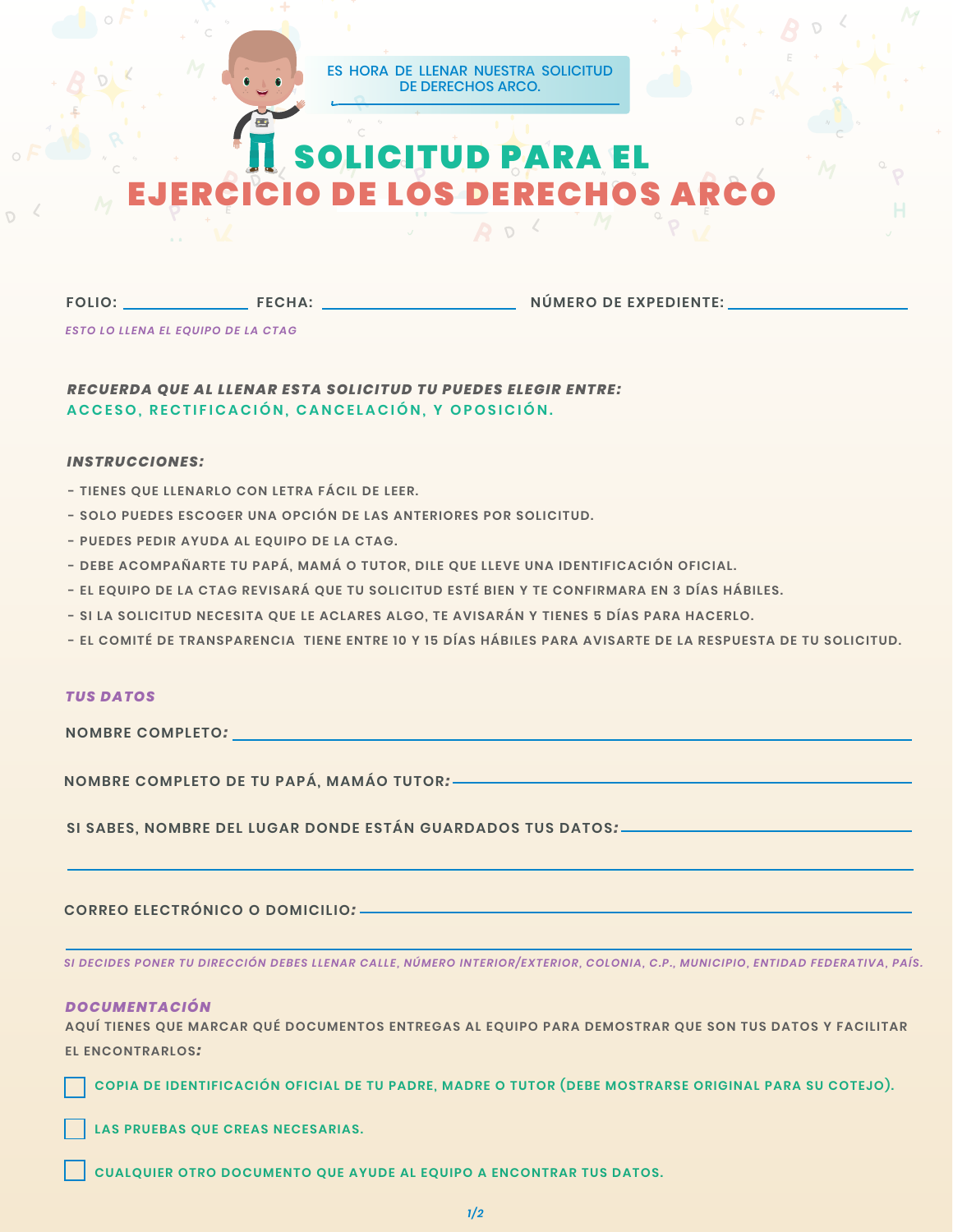ES HORA DE LLENAR NUESTRA SOLICITUD DE DERECHOS ARCO.

# SOLICITUD PARA EL EJERCICIO DE LOS DERECHOS ARCO

**FOLIO:** ______________ **FECHA:** ______________________ **NÚMERO DE EXPEDIENTE:** __________________

*ESTO LO LLENA EL EQUIPO DE LA CTAG*

***RECUERDA QUE AL LLENAR ESTA SOLICITUD TU PUEDES ELEGIR ENTRE:***
**ACCESO, RECTIFICACIÓN, CANCELACIÓN, Y OPOSICIÓN.**

***INSTRUCCIONES:***

- TIENES QUE LLENARLO CON LETRA FÁCIL DE LEER.
- SOLO PUEDES ESCOGER UNA OPCIÓN DE LAS ANTERIORES POR SOLICITUD.
- PUEDES PEDIR AYUDA AL EQUIPO DE LA CTAG.
- DEBE ACOMPAÑARTE TU PAPÁ, MAMÁ O TUTOR, DILE QUE LLEVE UNA IDENTIFICACIÓN OFICIAL.
- EL EQUIPO DE LA CTAG REVISARÁ QUE TU SOLICITUD ESTÉ BIEN Y TE CONFIRMARA EN 3 DÍAS HÁBILES.
- SI LA SOLICITUD NECESITA QUE LE ACLARES ALGO, TE AVISARÁN Y TIENES 5 DÍAS PARA HACERLO.
- EL COMITÉ DE TRANSPARENCIA TIENE ENTRE 10 Y 15 DÍAS HÁBILES PARA AVISARTE DE LA RESPUESTA DE TU SOLICITUD.

## *TUS DATOS*

**NOMBRE COMPLETO:** ________________________________________________

**NOMBRE COMPLETO DE TU PAPÁ, MAMÁO TUTOR:** ________________________________________________

**SI SABES, NOMBRE DEL LUGAR DONDE ESTÁN GUARDADOS TUS DATOS:** ________________________________________________

________________________________________________

**CORREO ELECTRÓNICO O DOMICILIO:** ________________________________________________

________________________________________________

*SI DECIDES PONER TU DIRECCIÓN DEBES LLENAR CALLE, NÚMERO INTERIOR/EXTERIOR, COLONIA, C.P., MUNICIPIO, ENTIDAD FEDERATIVA, PAÍS.*

## *DOCUMENTACIÓN*

**AQUÍ TIENES QUE MARCAR QUÉ DOCUMENTOS ENTREGAS AL EQUIPO PARA DEMOSTRAR QUE SON TUS DATOS Y FACILITAR EL ENCONTRARLOS:**

- [ ] COPIA DE IDENTIFICACIÓN OFICIAL DE TU PADRE, MADRE O TUTOR (DEBE MOSTRARSE ORIGINAL PARA SU COTEJO).
- [ ] LAS PRUEBAS QUE CREAS NECESARIAS.
- [ ] CUALQUIER OTRO DOCUMENTO QUE AYUDE AL EQUIPO A ENCONTRAR TUS DATOS.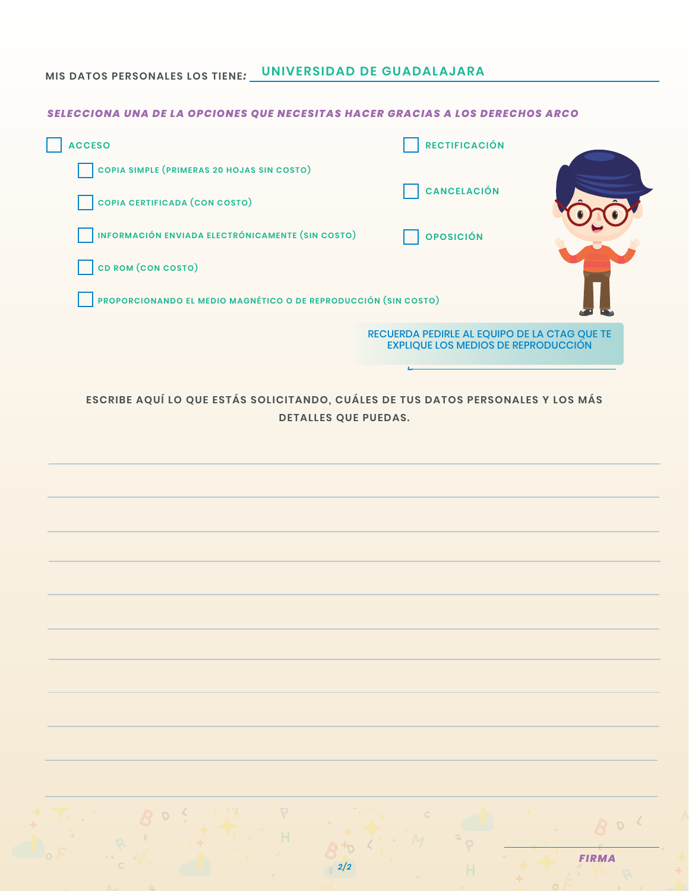MIS DATOS PERSONALES LOS TIENE: UNIVERSIDAD DE GUADALAJARA

***SELECCIONA UNA DE LA OPCIONES QUE NECESITAS HACER GRACIAS A LOS DERECHOS ARCO***

- [ ] ACCESO
  - [ ] COPIA SIMPLE (PRIMERAS 20 HOJAS SIN COSTO)
  - [ ] COPIA CERTIFICADA (CON COSTO)
  - [ ] INFORMACIÓN ENVIADA ELECTRÓNICAMENTE (SIN COSTO)
  - [ ] CD ROM (CON COSTO)
  - [ ] PROPORCIONANDO EL MEDIO MAGNÉTICO O DE REPRODUCCIÓN (SIN COSTO)
- [ ] RECTIFICACIÓN
- [ ] CANCELACIÓN
- [ ] OPOSICIÓN

RECUERDA PEDIRLE AL EQUIPO DE LA CTAG QUE TE EXPLIQUE LOS MEDIOS DE REPRODUCCIÓN

**ESCRIBE AQUÍ LO QUE ESTÁS SOLICITANDO, CUÁLES DE TUS DATOS PERSONALES Y LOS MÁS DETALLES QUE PUEDAS.**

\_\_\_\_\_\_\_\_\_\_\_\_\_\_\_\_\_\_\_\_\_\_\_\_\_\_\_\_\_\_\_\_\_\_\_\_\_\_\_\_\_\_\_\_\_\_

***FIRMA***